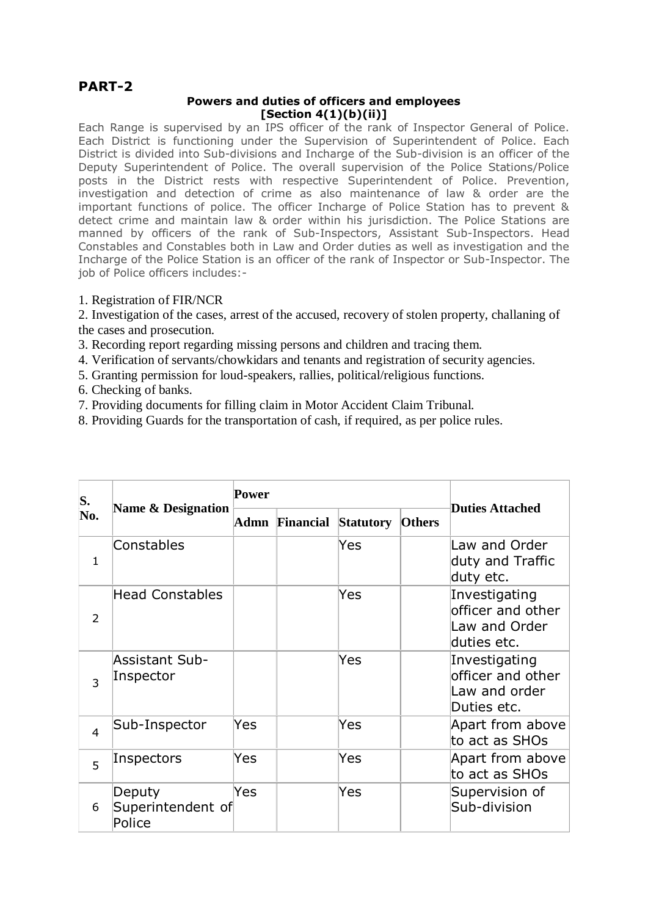## PART-2

**Powers and duties of officers and employees**
**[Section 4(1)(b)(ii)]**

Each Range is supervised by an IPS officer of the rank of Inspector General of Police. Each District is functioning under the Supervision of Superintendent of Police. Each District is divided into Sub-divisions and Incharge of the Sub-division is an officer of the Deputy Superintendent of Police. The overall supervision of the Police Stations/Police posts in the District rests with respective Superintendent of Police. Prevention, investigation and detection of crime as also maintenance of law & order are the important functions of police. The officer Incharge of Police Station has to prevent & detect crime and maintain law & order within his jurisdiction. The Police Stations are manned by officers of the rank of Sub-Inspectors, Assistant Sub-Inspectors. Head Constables and Constables both in Law and Order duties as well as investigation and the Incharge of the Police Station is an officer of the rank of Inspector or Sub-Inspector. The job of Police officers includes:-

1. Registration of FIR/NCR
2. Investigation of the cases, arrest of the accused, recovery of stolen property, challaning of the cases and prosecution.
3. Recording report regarding missing persons and children and tracing them.
4. Verification of servants/chowkidars and tenants and registration of security agencies.
5. Granting permission for loud-speakers, rallies, political/religious functions.
6. Checking of banks.
7. Providing documents for filling claim in Motor Accident Claim Tribunal.
8. Providing Guards for the transportation of cash, if required, as per police rules.

| S. No. | Name & Designation | Power | | | | Duties Attached |
|---|---|---|---|---|---|---|
| | | Admn | Financial | Statutory | Others | |
| 1 | Constables | | | Yes | | Law and Order duty and Traffic duty etc. |
| 2 | Head Constables | | | Yes | | Investigating officer and other Law and Order duties etc. |
| 3 | Assistant Sub-Inspector | | | Yes | | Investigating officer and other Law and order Duties etc. |
| 4 | Sub-Inspector | Yes | | Yes | | Apart from above to act as SHOs |
| 5 | Inspectors | Yes | | Yes | | Apart from above to act as SHOs |
| 6 | Deputy Superintendent of Police | Yes | | Yes | | Supervision of Sub-division |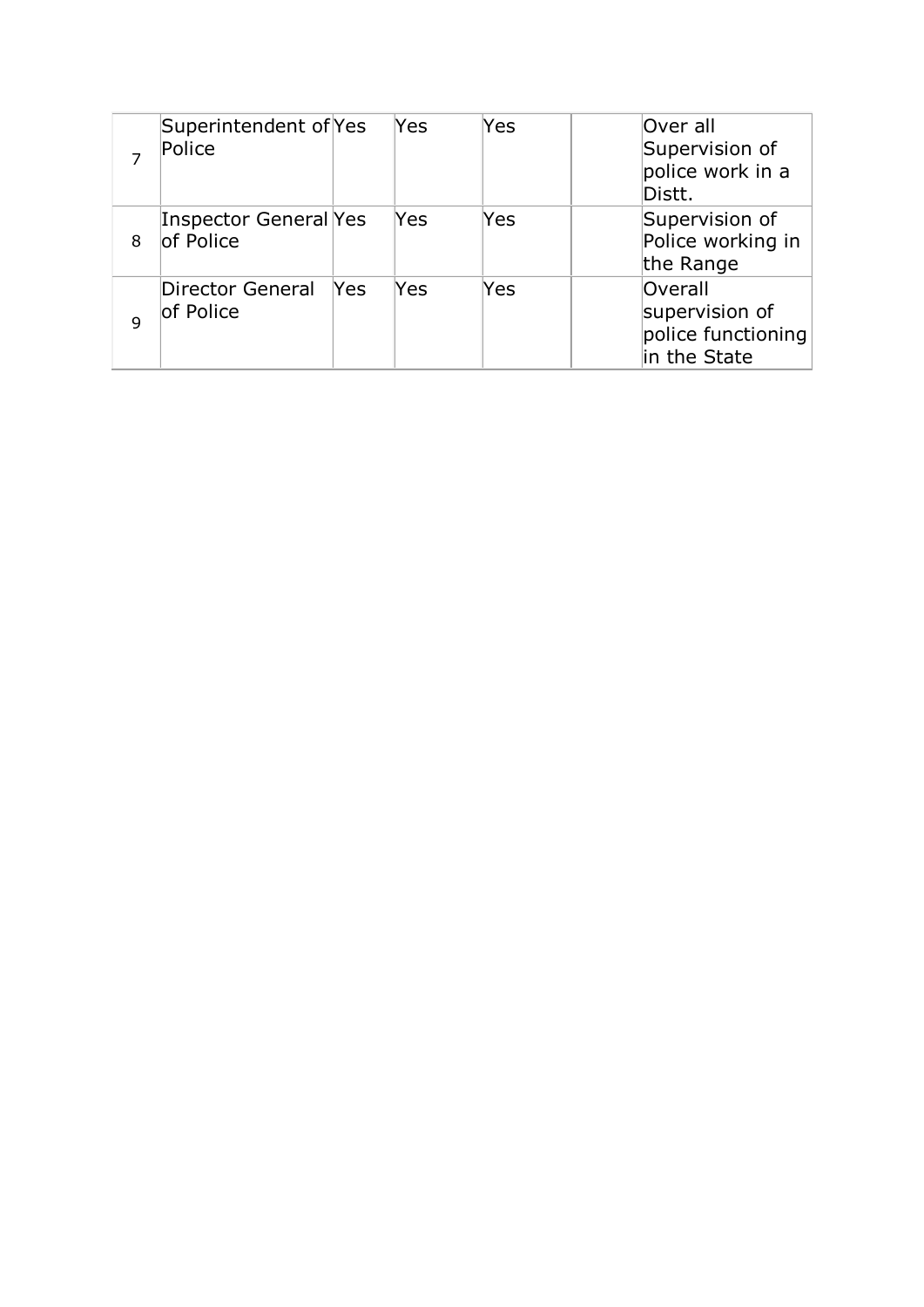| | | | | | | |
|---|---|---|---|---|---|---|
| 7 | Superintendent of Police | Yes | Yes | Yes | | Over all Supervision of police work in a Distt. |
| 8 | Inspector General of Police | Yes | Yes | Yes | | Supervision of Police working in the Range |
| 9 | Director General of Police | Yes | Yes | Yes | | Overall supervision of police functioning in the State |